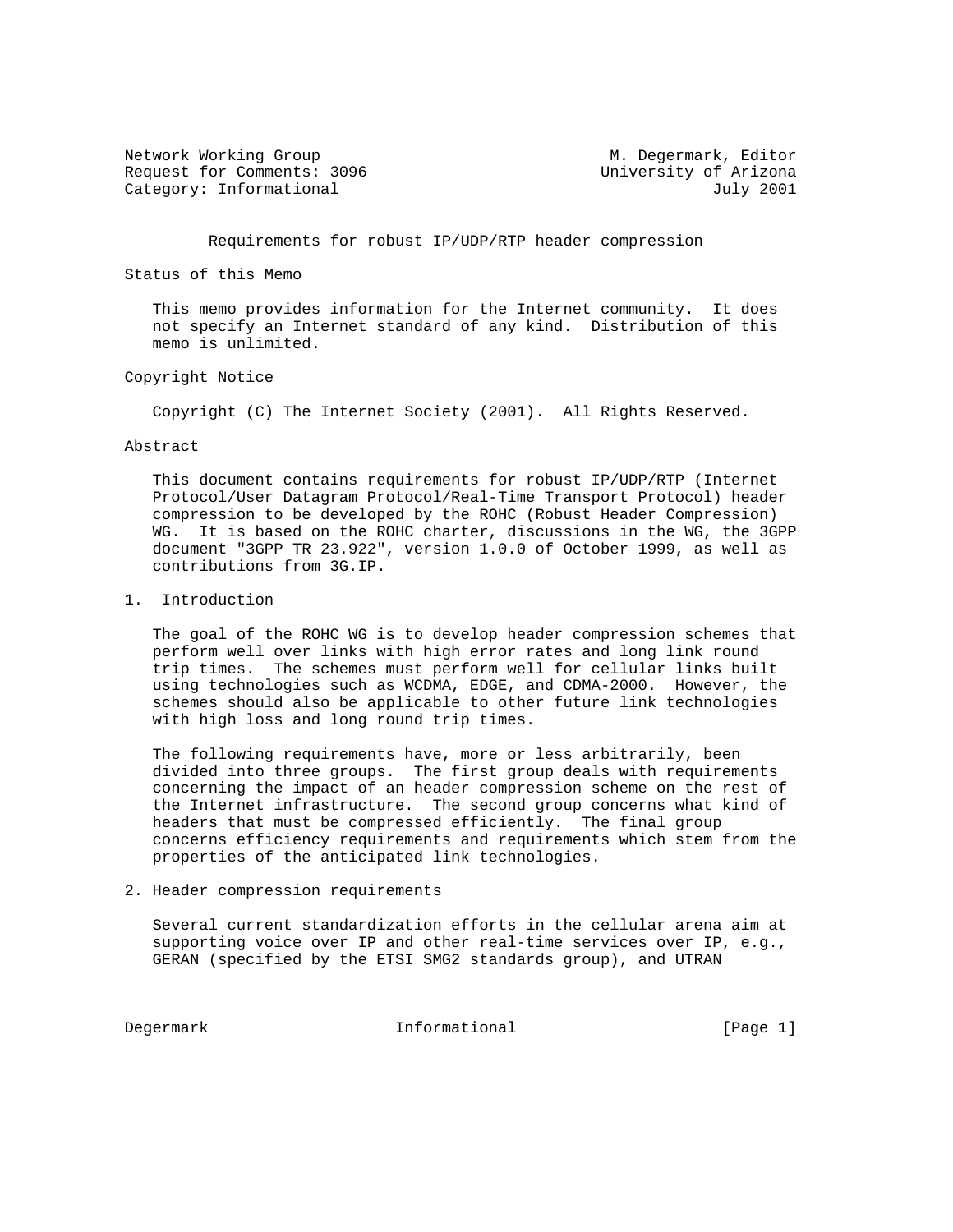Network Working Group                                    M. Degermark, Editor
Request for Comments: 3096                               University of Arizona
Category: Informational                                  July 2001

# Requirements for robust IP/UDP/RTP header compression

## Status of this Memo

This memo provides information for the Internet community. It does not specify an Internet standard of any kind. Distribution of this memo is unlimited.

## Copyright Notice

Copyright (C) The Internet Society (2001). All Rights Reserved.

## Abstract

This document contains requirements for robust IP/UDP/RTP (Internet Protocol/User Datagram Protocol/Real-Time Transport Protocol) header compression to be developed by the ROHC (Robust Header Compression) WG. It is based on the ROHC charter, discussions in the WG, the 3GPP document "3GPP TR 23.922", version 1.0.0 of October 1999, as well as contributions from 3G.IP.

## 1. Introduction

The goal of the ROHC WG is to develop header compression schemes that perform well over links with high error rates and long link round trip times. The schemes must perform well for cellular links built using technologies such as WCDMA, EDGE, and CDMA-2000. However, the schemes should also be applicable to other future link technologies with high loss and long round trip times.

The following requirements have, more or less arbitrarily, been divided into three groups. The first group deals with requirements concerning the impact of an header compression scheme on the rest of the Internet infrastructure. The second group concerns what kind of headers that must be compressed efficiently. The final group concerns efficiency requirements and requirements which stem from the properties of the anticipated link technologies.

## 2. Header compression requirements

Several current standardization efforts in the cellular arena aim at supporting voice over IP and other real-time services over IP, e.g., GERAN (specified by the ETSI SMG2 standards group), and UTRAN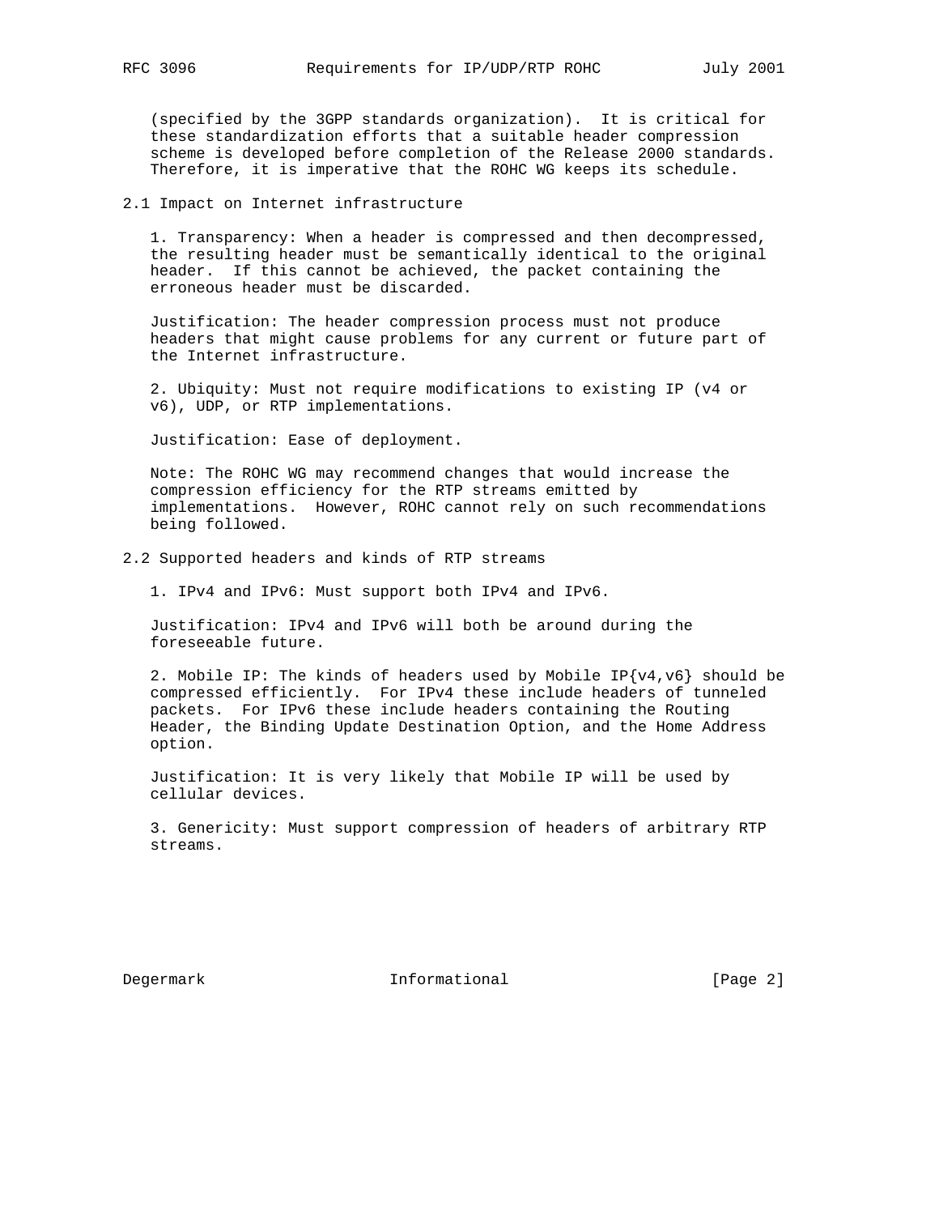(specified by the 3GPP standards organization). It is critical for these standardization efforts that a suitable header compression scheme is developed before completion of the Release 2000 standards. Therefore, it is imperative that the ROHC WG keeps its schedule.

## 2.1 Impact on Internet infrastructure

1. Transparency: When a header is compressed and then decompressed, the resulting header must be semantically identical to the original header. If this cannot be achieved, the packet containing the erroneous header must be discarded.

Justification: The header compression process must not produce headers that might cause problems for any current or future part of the Internet infrastructure.

2. Ubiquity: Must not require modifications to existing IP (v4 or v6), UDP, or RTP implementations.

Justification: Ease of deployment.

Note: The ROHC WG may recommend changes that would increase the compression efficiency for the RTP streams emitted by implementations. However, ROHC cannot rely on such recommendations being followed.

## 2.2 Supported headers and kinds of RTP streams

1. IPv4 and IPv6: Must support both IPv4 and IPv6.

Justification: IPv4 and IPv6 will both be around during the foreseeable future.

2. Mobile IP: The kinds of headers used by Mobile IP{v4,v6} should be compressed efficiently. For IPv4 these include headers of tunneled packets. For IPv6 these include headers containing the Routing Header, the Binding Update Destination Option, and the Home Address option.

Justification: It is very likely that Mobile IP will be used by cellular devices.

3. Genericity: Must support compression of headers of arbitrary RTP streams.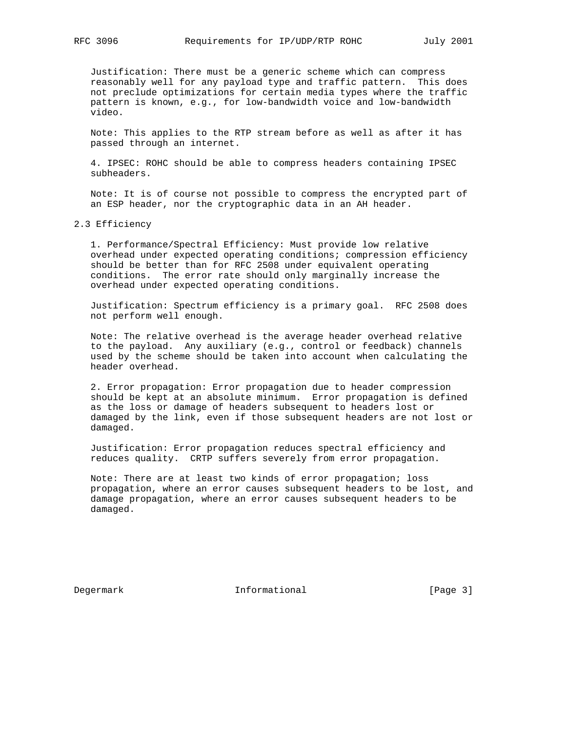Justification: There must be a generic scheme which can compress reasonably well for any payload type and traffic pattern. This does not preclude optimizations for certain media types where the traffic pattern is known, e.g., for low-bandwidth voice and low-bandwidth video.

Note: This applies to the RTP stream before as well as after it has passed through an internet.

4. IPSEC: ROHC should be able to compress headers containing IPSEC subheaders.

Note: It is of course not possible to compress the encrypted part of an ESP header, nor the cryptographic data in an AH header.

## 2.3 Efficiency

1. Performance/Spectral Efficiency: Must provide low relative overhead under expected operating conditions; compression efficiency should be better than for RFC 2508 under equivalent operating conditions. The error rate should only marginally increase the overhead under expected operating conditions.

Justification: Spectrum efficiency is a primary goal. RFC 2508 does not perform well enough.

Note: The relative overhead is the average header overhead relative to the payload. Any auxiliary (e.g., control or feedback) channels used by the scheme should be taken into account when calculating the header overhead.

2. Error propagation: Error propagation due to header compression should be kept at an absolute minimum. Error propagation is defined as the loss or damage of headers subsequent to headers lost or damaged by the link, even if those subsequent headers are not lost or damaged.

Justification: Error propagation reduces spectral efficiency and reduces quality. CRTP suffers severely from error propagation.

Note: There are at least two kinds of error propagation; loss propagation, where an error causes subsequent headers to be lost, and damage propagation, where an error causes subsequent headers to be damaged.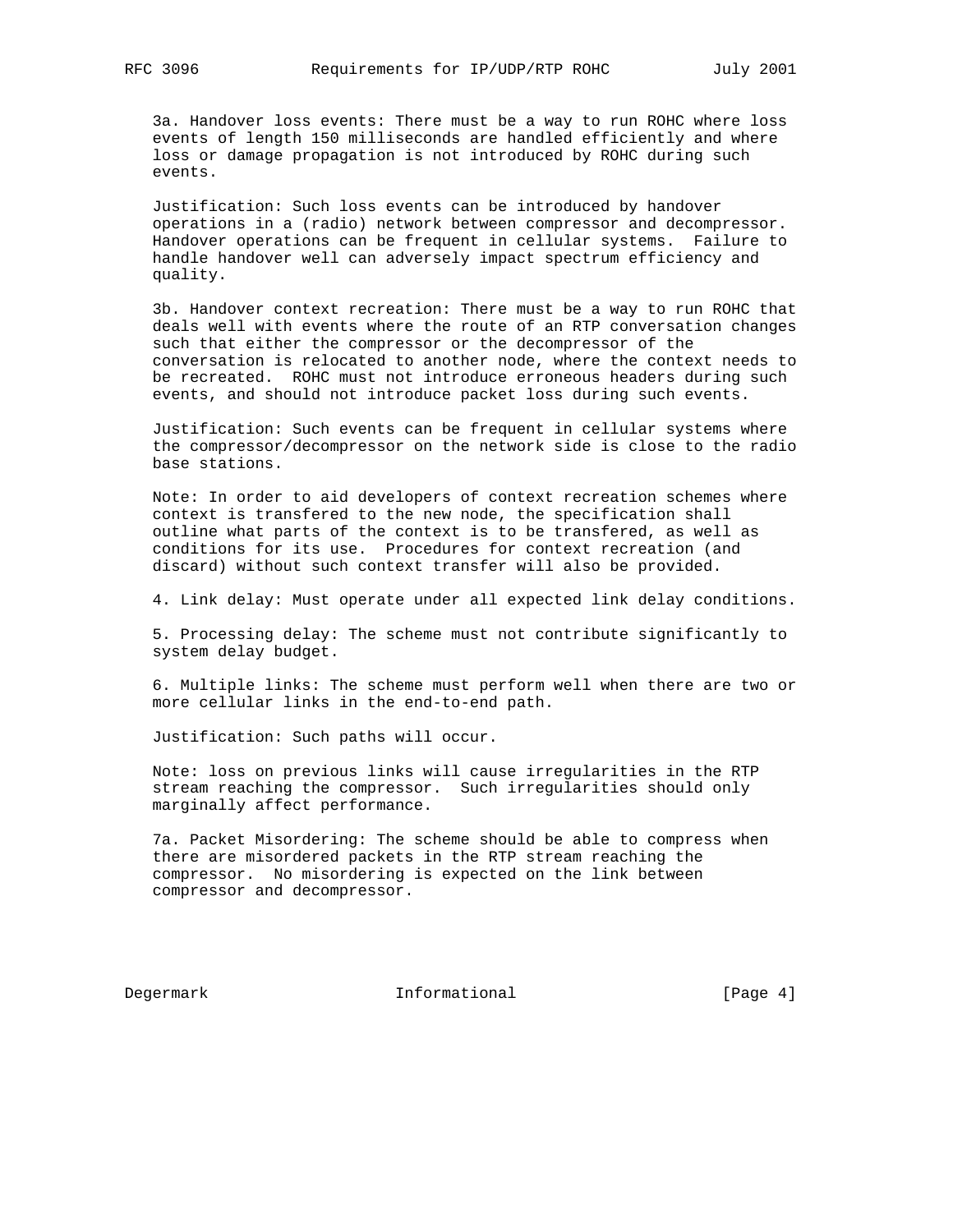3a. Handover loss events: There must be a way to run ROHC where loss events of length 150 milliseconds are handled efficiently and where loss or damage propagation is not introduced by ROHC during such events.

Justification: Such loss events can be introduced by handover operations in a (radio) network between compressor and decompressor. Handover operations can be frequent in cellular systems. Failure to handle handover well can adversely impact spectrum efficiency and quality.

3b. Handover context recreation: There must be a way to run ROHC that deals well with events where the route of an RTP conversation changes such that either the compressor or the decompressor of the conversation is relocated to another node, where the context needs to be recreated. ROHC must not introduce erroneous headers during such events, and should not introduce packet loss during such events.

Justification: Such events can be frequent in cellular systems where the compressor/decompressor on the network side is close to the radio base stations.

Note: In order to aid developers of context recreation schemes where context is transfered to the new node, the specification shall outline what parts of the context is to be transfered, as well as conditions for its use. Procedures for context recreation (and discard) without such context transfer will also be provided.

4. Link delay: Must operate under all expected link delay conditions.

5. Processing delay: The scheme must not contribute significantly to system delay budget.

6. Multiple links: The scheme must perform well when there are two or more cellular links in the end-to-end path.

Justification: Such paths will occur.

Note: loss on previous links will cause irregularities in the RTP stream reaching the compressor. Such irregularities should only marginally affect performance.

7a. Packet Misordering: The scheme should be able to compress when there are misordered packets in the RTP stream reaching the compressor. No misordering is expected on the link between compressor and decompressor.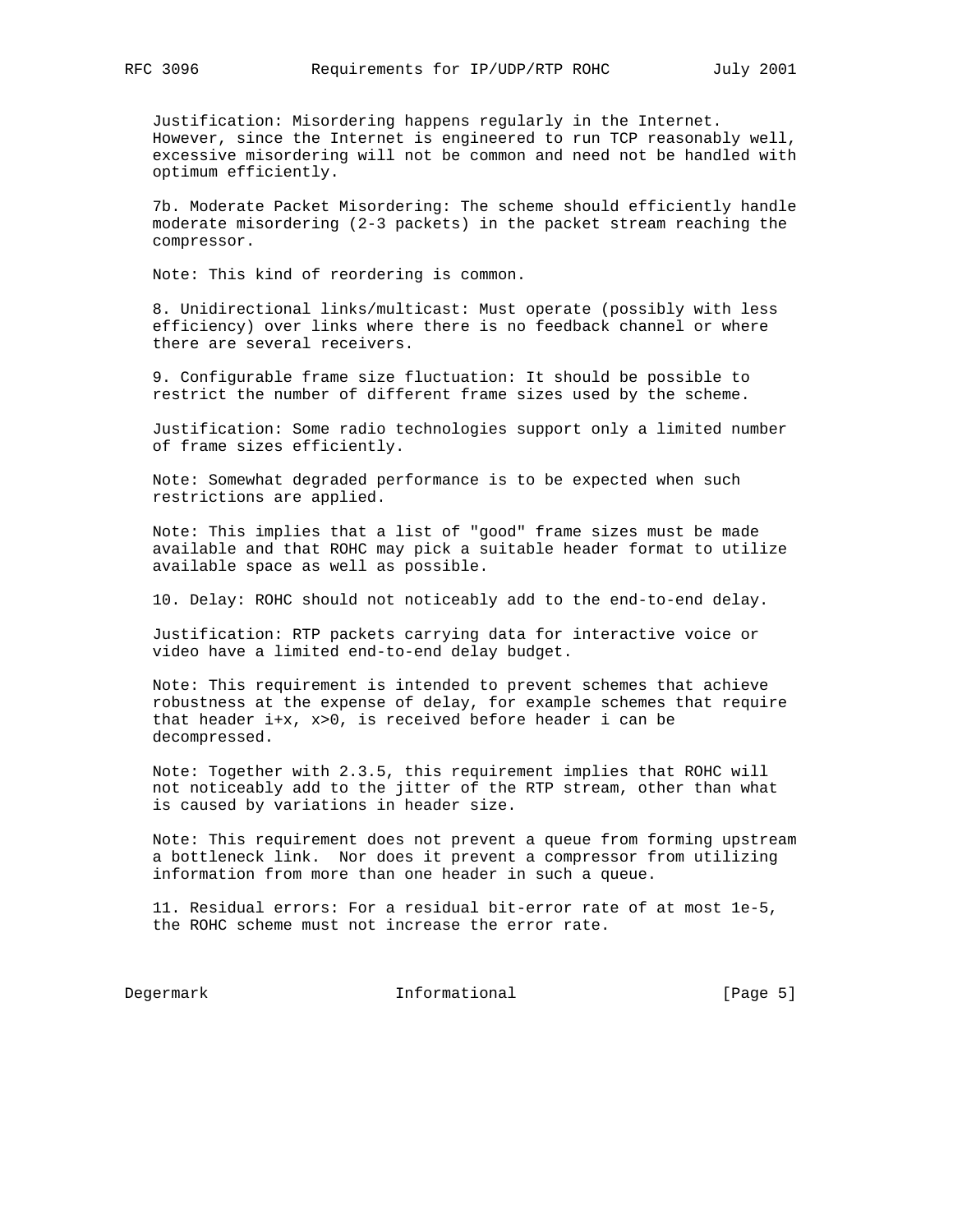Justification: Misordering happens regularly in the Internet. However, since the Internet is engineered to run TCP reasonably well, excessive misordering will not be common and need not be handled with optimum efficiently.

7b. Moderate Packet Misordering: The scheme should efficiently handle moderate misordering (2-3 packets) in the packet stream reaching the compressor.

Note: This kind of reordering is common.

8. Unidirectional links/multicast: Must operate (possibly with less efficiency) over links where there is no feedback channel or where there are several receivers.

9. Configurable frame size fluctuation: It should be possible to restrict the number of different frame sizes used by the scheme.

Justification: Some radio technologies support only a limited number of frame sizes efficiently.

Note: Somewhat degraded performance is to be expected when such restrictions are applied.

Note: This implies that a list of "good" frame sizes must be made available and that ROHC may pick a suitable header format to utilize available space as well as possible.

10. Delay: ROHC should not noticeably add to the end-to-end delay.

Justification: RTP packets carrying data for interactive voice or video have a limited end-to-end delay budget.

Note: This requirement is intended to prevent schemes that achieve robustness at the expense of delay, for example schemes that require that header i+x, x>0, is received before header i can be decompressed.

Note: Together with 2.3.5, this requirement implies that ROHC will not noticeably add to the jitter of the RTP stream, other than what is caused by variations in header size.

Note: This requirement does not prevent a queue from forming upstream a bottleneck link. Nor does it prevent a compressor from utilizing information from more than one header in such a queue.

11. Residual errors: For a residual bit-error rate of at most 1e-5, the ROHC scheme must not increase the error rate.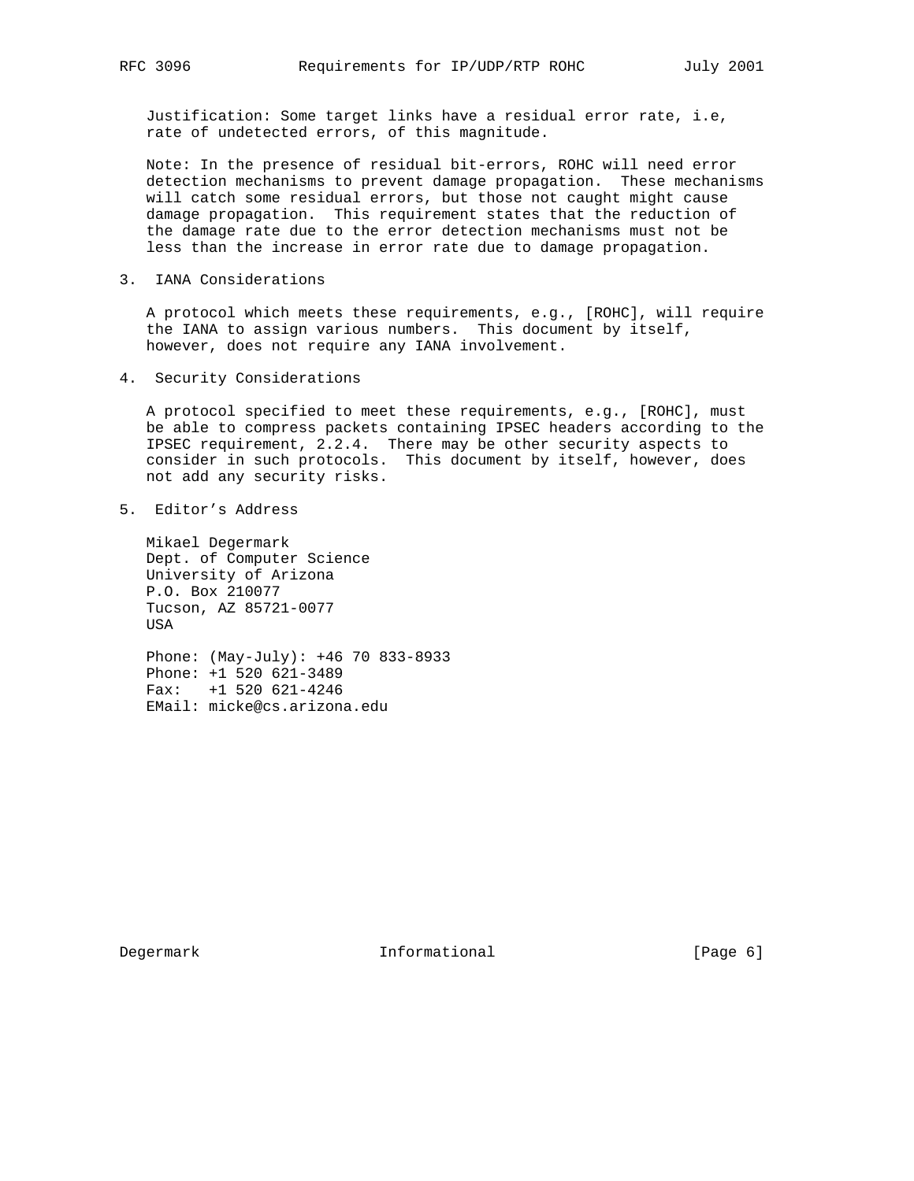Justification: Some target links have a residual error rate, i.e, rate of undetected errors, of this magnitude.

Note: In the presence of residual bit-errors, ROHC will need error detection mechanisms to prevent damage propagation. These mechanisms will catch some residual errors, but those not caught might cause damage propagation. This requirement states that the reduction of the damage rate due to the error detection mechanisms must not be less than the increase in error rate due to damage propagation.

## 3. IANA Considerations

A protocol which meets these requirements, e.g., [ROHC], will require the IANA to assign various numbers. This document by itself, however, does not require any IANA involvement.

## 4. Security Considerations

A protocol specified to meet these requirements, e.g., [ROHC], must be able to compress packets containing IPSEC headers according to the IPSEC requirement, 2.2.4. There may be other security aspects to consider in such protocols. This document by itself, however, does not add any security risks.

## 5. Editor's Address

Mikael Degermark
Dept. of Computer Science
University of Arizona
P.O. Box 210077
Tucson, AZ 85721-0077
USA

Phone: (May-July): +46 70 833-8933
Phone: +1 520 621-3489
Fax: +1 520 621-4246
EMail: micke@cs.arizona.edu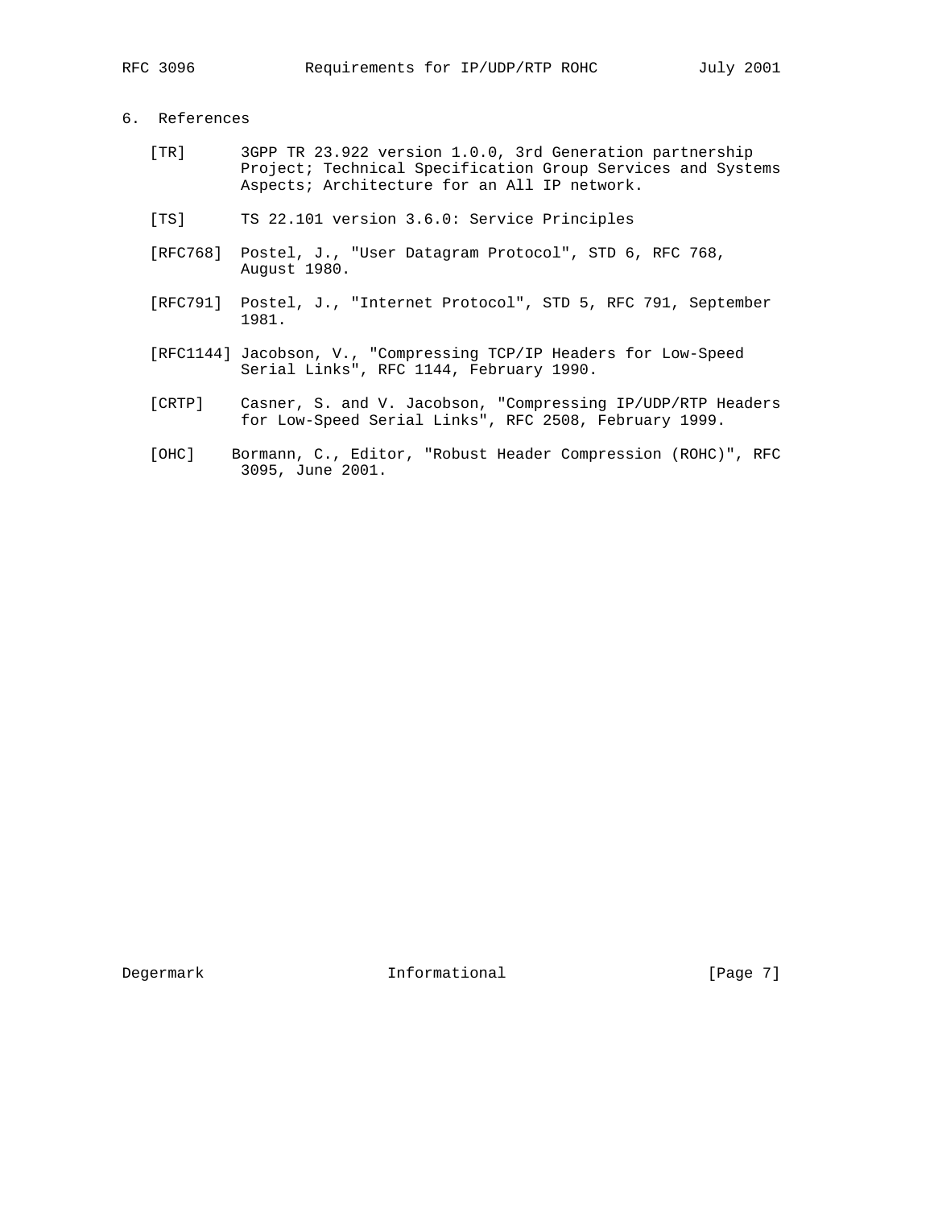## 6. References

[TR] 3GPP TR 23.922 version 1.0.0, 3rd Generation partnership Project; Technical Specification Group Services and Systems Aspects; Architecture for an All IP network.

[TS] TS 22.101 version 3.6.0: Service Principles

[RFC768] Postel, J., "User Datagram Protocol", STD 6, RFC 768, August 1980.

[RFC791] Postel, J., "Internet Protocol", STD 5, RFC 791, September 1981.

[RFC1144] Jacobson, V., "Compressing TCP/IP Headers for Low-Speed Serial Links", RFC 1144, February 1990.

[CRTP] Casner, S. and V. Jacobson, "Compressing IP/UDP/RTP Headers for Low-Speed Serial Links", RFC 2508, February 1999.

[OHC] Bormann, C., Editor, "Robust Header Compression (ROHC)", RFC 3095, June 2001.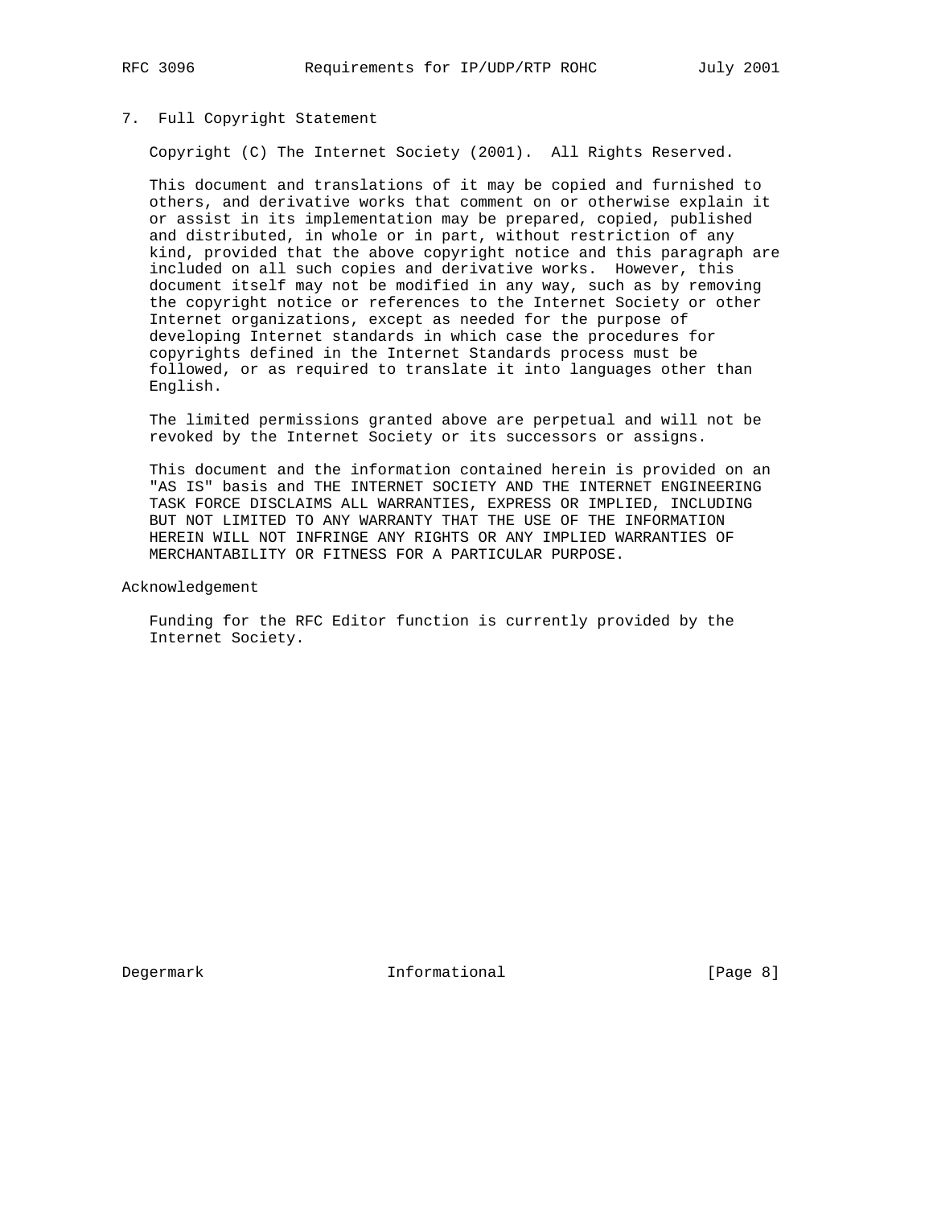## 7. Full Copyright Statement

Copyright (C) The Internet Society (2001). All Rights Reserved.

This document and translations of it may be copied and furnished to others, and derivative works that comment on or otherwise explain it or assist in its implementation may be prepared, copied, published and distributed, in whole or in part, without restriction of any kind, provided that the above copyright notice and this paragraph are included on all such copies and derivative works. However, this document itself may not be modified in any way, such as by removing the copyright notice or references to the Internet Society or other Internet organizations, except as needed for the purpose of developing Internet standards in which case the procedures for copyrights defined in the Internet Standards process must be followed, or as required to translate it into languages other than English.

The limited permissions granted above are perpetual and will not be revoked by the Internet Society or its successors or assigns.

This document and the information contained herein is provided on an "AS IS" basis and THE INTERNET SOCIETY AND THE INTERNET ENGINEERING TASK FORCE DISCLAIMS ALL WARRANTIES, EXPRESS OR IMPLIED, INCLUDING BUT NOT LIMITED TO ANY WARRANTY THAT THE USE OF THE INFORMATION HEREIN WILL NOT INFRINGE ANY RIGHTS OR ANY IMPLIED WARRANTIES OF MERCHANTABILITY OR FITNESS FOR A PARTICULAR PURPOSE.

## Acknowledgement

Funding for the RFC Editor function is currently provided by the Internet Society.